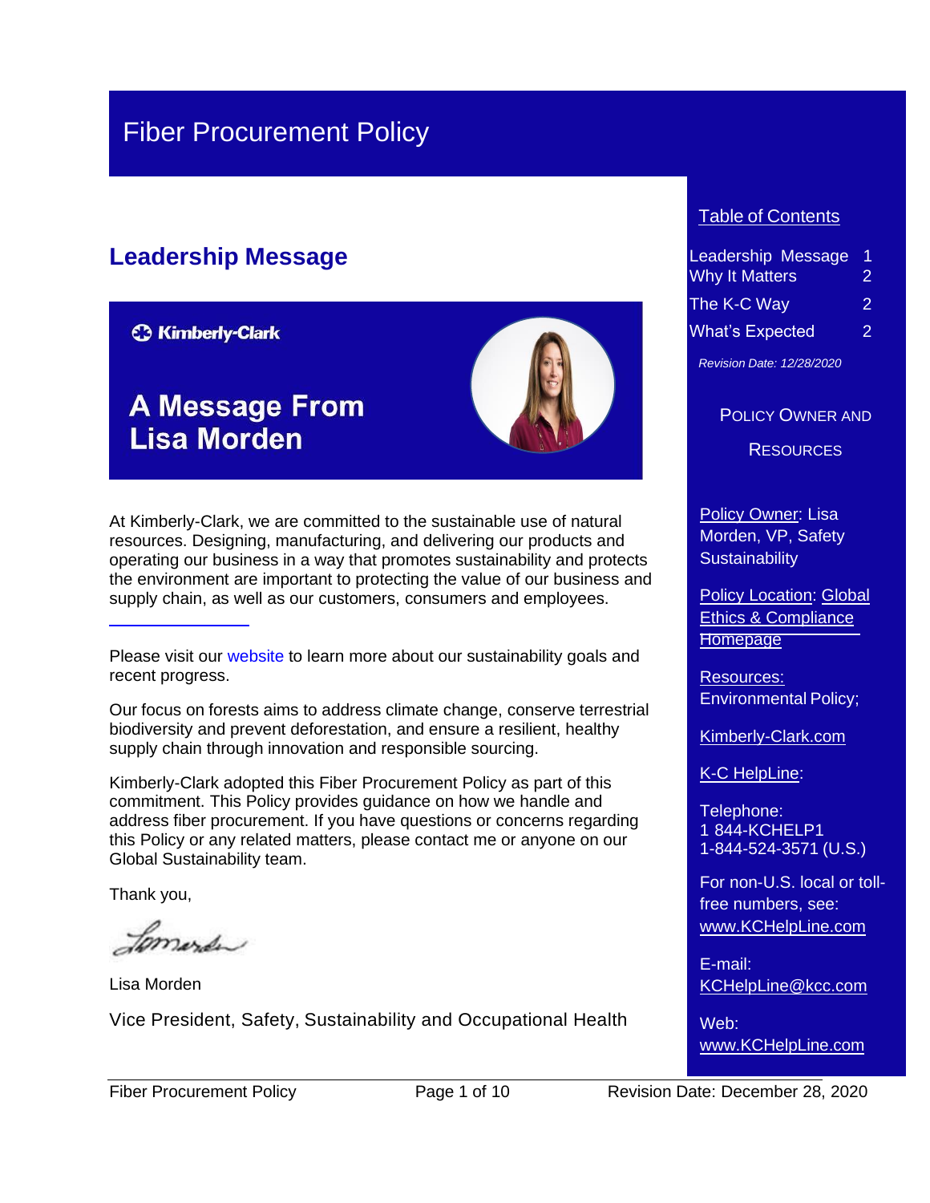# Fiber Procurement Policy

## Leadership Message

**Kimberly-Clark**

**A Message From Lisa Morden**

At Kimberly-Clark, we are committed to the sustainable use of natural resources. Designing, manufacturing, and delivering our products and operating our business in a way that promotes sustainability and protects the environment are important to protecting the value of our business and supply chain, as well as our customers, consumers and employees.

Please visit our website to learn more about our sustainability goals and recent progress.

Our focus on forests aims to address climate change, conserve terrestrial biodiversity and prevent deforestation, and ensure a resilient, healthy supply chain through innovation and responsible sourcing.

Kimberly-Clark adopted this Fiber Procurement Policy as part of this commitment. This Policy provides guidance on how we handle and address fiber procurement. If you have questions or concerns regarding this Policy or any related matters, please contact me or anyone on our Global Sustainability team.

Thank you,

Lisa Morden

Vice President, Safety, Sustainability and Occupational Health

---

### Table of Contents

| | |
|---|---|
| Leadership Message | 1 |
| Why It Matters | 2 |
| The K-C Way | 2 |
| What's Expected | 2 |

*Revision Date: 12/28/2020*

### Policy Owner and Resources

Policy Owner: Lisa Morden, VP, Safety Sustainability

Policy Location: Global Ethics & Compliance Homepage

Resources: Environmental Policy;

Kimberly-Clark.com

K-C HelpLine:

Telephone:
1 844-KCHELP1
1-844-524-3571 (U.S.)

For non-U.S. local or toll-free numbers, see: www.KCHelpLine.com

E-mail: KCHelpLine@kcc.com

Web: www.KCHelpLine.com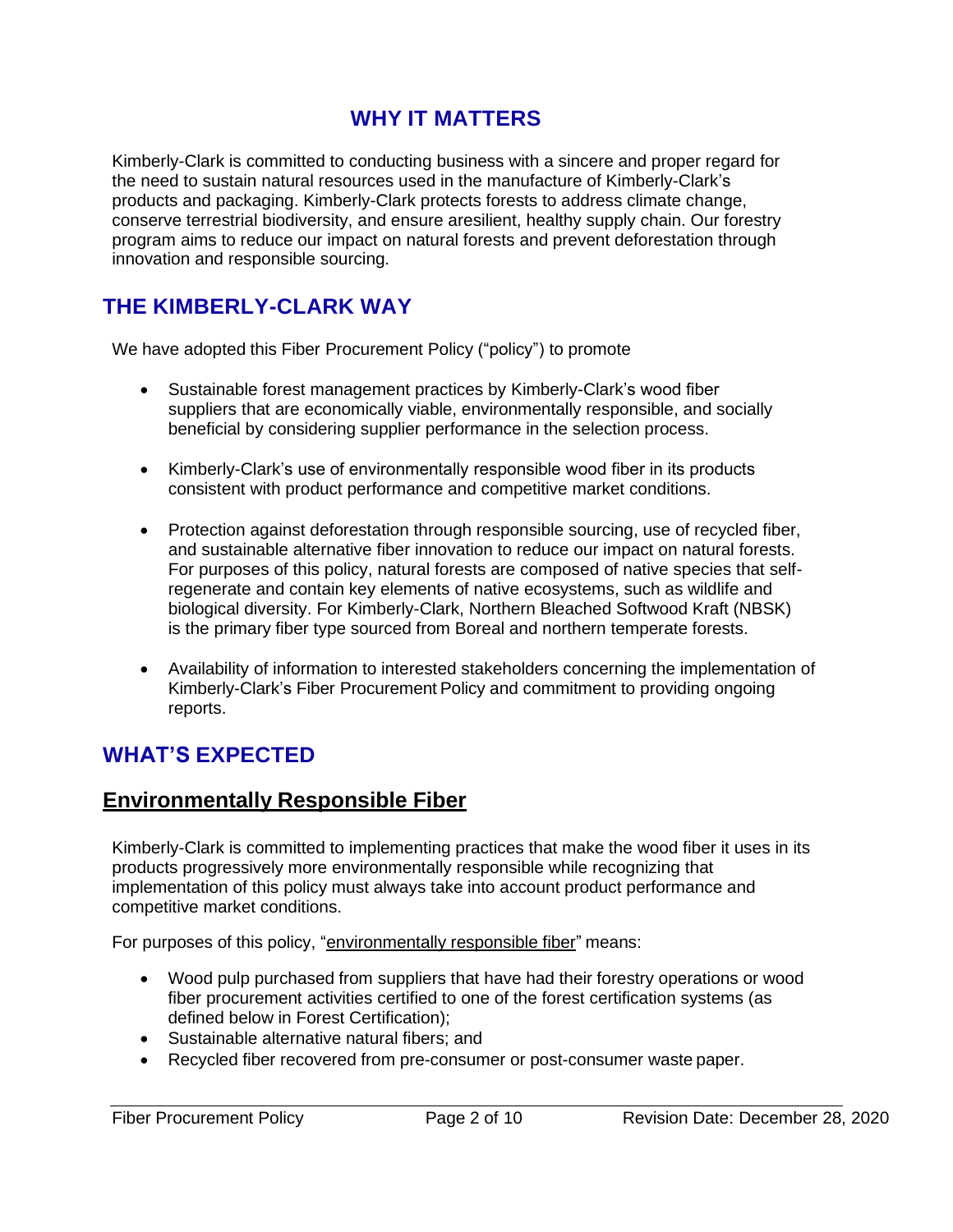# WHY IT MATTERS

Kimberly-Clark is committed to conducting business with a sincere and proper regard for the need to sustain natural resources used in the manufacture of Kimberly-Clark's products and packaging. Kimberly-Clark protects forests to address climate change, conserve terrestrial biodiversity, and ensure aresilient, healthy supply chain. Our forestry program aims to reduce our impact on natural forests and prevent deforestation through innovation and responsible sourcing.

## THE KIMBERLY-CLARK WAY

We have adopted this Fiber Procurement Policy ("policy") to promote

- Sustainable forest management practices by Kimberly-Clark's wood fiber suppliers that are economically viable, environmentally responsible, and socially beneficial by considering supplier performance in the selection process.

- Kimberly-Clark's use of environmentally responsible wood fiber in its products consistent with product performance and competitive market conditions.

- Protection against deforestation through responsible sourcing, use of recycled fiber, and sustainable alternative fiber innovation to reduce our impact on natural forests. For purposes of this policy, natural forests are composed of native species that self-regenerate and contain key elements of native ecosystems, such as wildlife and biological diversity. For Kimberly-Clark, Northern Bleached Softwood Kraft (NBSK) is the primary fiber type sourced from Boreal and northern temperate forests.

- Availability of information to interested stakeholders concerning the implementation of Kimberly-Clark's Fiber Procurement Policy and commitment to providing ongoing reports.

## WHAT'S EXPECTED

### Environmentally Responsible Fiber

Kimberly-Clark is committed to implementing practices that make the wood fiber it uses in its products progressively more environmentally responsible while recognizing that implementation of this policy must always take into account product performance and competitive market conditions.

For purposes of this policy, "environmentally responsible fiber" means:

- Wood pulp purchased from suppliers that have had their forestry operations or wood fiber procurement activities certified to one of the forest certification systems (as defined below in Forest Certification);
- Sustainable alternative natural fibers; and
- Recycled fiber recovered from pre-consumer or post-consumer waste paper.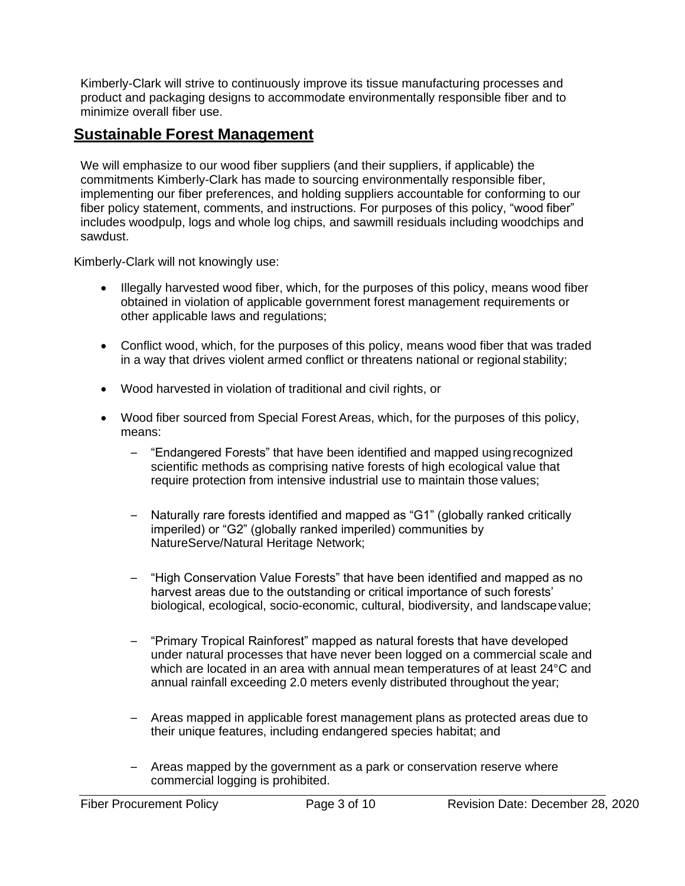Kimberly-Clark will strive to continuously improve its tissue manufacturing processes and product and packaging designs to accommodate environmentally responsible fiber and to minimize overall fiber use.

## Sustainable Forest Management

We will emphasize to our wood fiber suppliers (and their suppliers, if applicable) the commitments Kimberly-Clark has made to sourcing environmentally responsible fiber, implementing our fiber preferences, and holding suppliers accountable for conforming to our fiber policy statement, comments, and instructions. For purposes of this policy, "wood fiber" includes woodpulp, logs and whole log chips, and sawmill residuals including woodchips and sawdust.

Kimberly-Clark will not knowingly use:

- Illegally harvested wood fiber, which, for the purposes of this policy, means wood fiber obtained in violation of applicable government forest management requirements or other applicable laws and regulations;

- Conflict wood, which, for the purposes of this policy, means wood fiber that was traded in a way that drives violent armed conflict or threatens national or regional stability;

- Wood harvested in violation of traditional and civil rights, or

- Wood fiber sourced from Special Forest Areas, which, for the purposes of this policy, means:
  - "Endangered Forests" that have been identified and mapped using recognized scientific methods as comprising native forests of high ecological value that require protection from intensive industrial use to maintain those values;
  - Naturally rare forests identified and mapped as "G1" (globally ranked critically imperiled) or "G2" (globally ranked imperiled) communities by NatureServe/Natural Heritage Network;
  - "High Conservation Value Forests" that have been identified and mapped as no harvest areas due to the outstanding or critical importance of such forests' biological, ecological, socio-economic, cultural, biodiversity, and landscape value;
  - "Primary Tropical Rainforest" mapped as natural forests that have developed under natural processes that have never been logged on a commercial scale and which are located in an area with annual mean temperatures of at least 24°C and annual rainfall exceeding 2.0 meters evenly distributed throughout the year;
  - Areas mapped in applicable forest management plans as protected areas due to their unique features, including endangered species habitat; and
  - Areas mapped by the government as a park or conservation reserve where commercial logging is prohibited.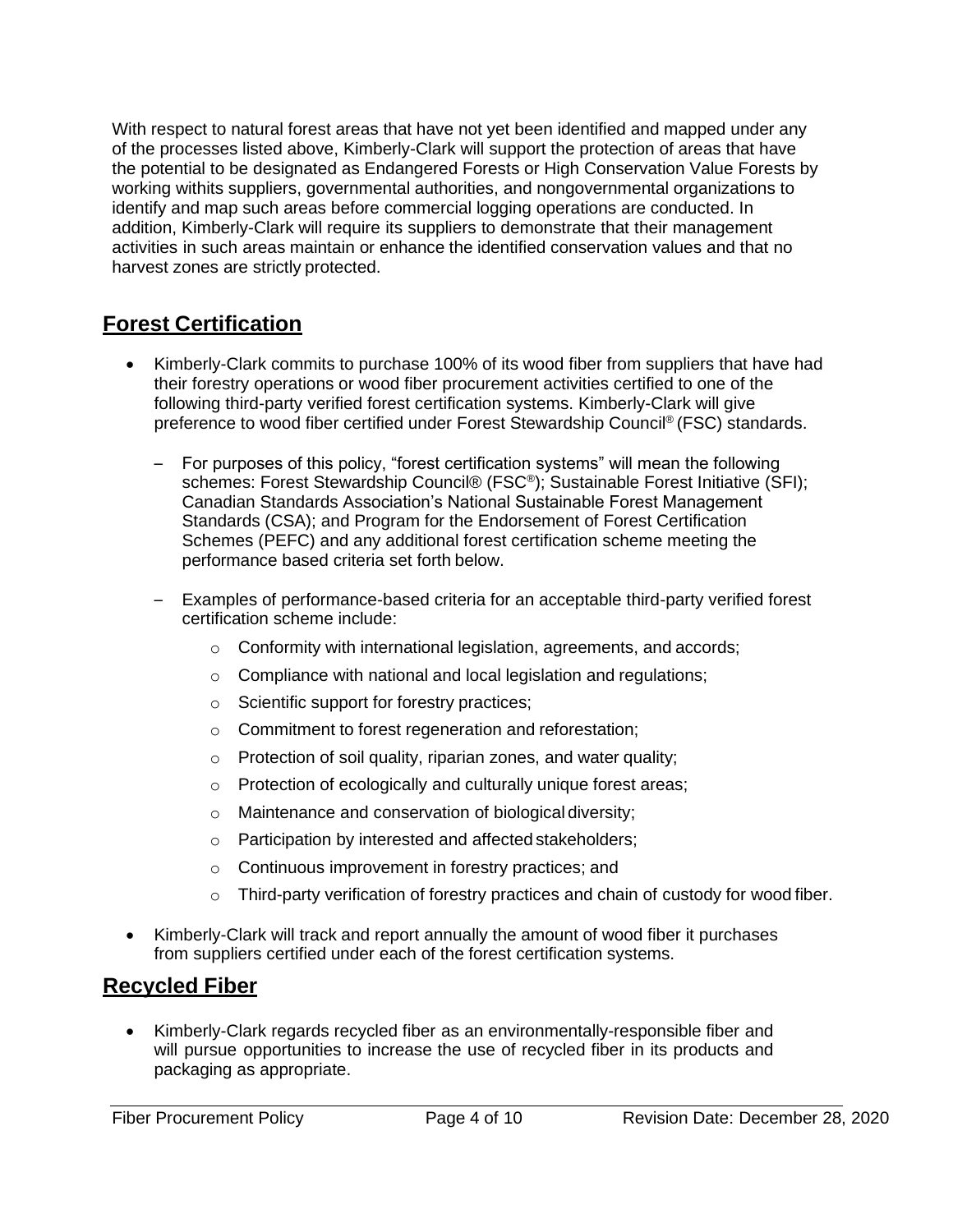With respect to natural forest areas that have not yet been identified and mapped under any of the processes listed above, Kimberly-Clark will support the protection of areas that have the potential to be designated as Endangered Forests or High Conservation Value Forests by working withits suppliers, governmental authorities, and nongovernmental organizations to identify and map such areas before commercial logging operations are conducted. In addition, Kimberly-Clark will require its suppliers to demonstrate that their management activities in such areas maintain or enhance the identified conservation values and that no harvest zones are strictly protected.

## Forest Certification

- Kimberly-Clark commits to purchase 100% of its wood fiber from suppliers that have had their forestry operations or wood fiber procurement activities certified to one of the following third-party verified forest certification systems. Kimberly-Clark will give preference to wood fiber certified under Forest Stewardship Council® (FSC) standards.
  - For purposes of this policy, "forest certification systems" will mean the following schemes: Forest Stewardship Council® (FSC®); Sustainable Forest Initiative (SFI); Canadian Standards Association's National Sustainable Forest Management Standards (CSA); and Program for the Endorsement of Forest Certification Schemes (PEFC) and any additional forest certification scheme meeting the performance based criteria set forth below.
  - Examples of performance-based criteria for an acceptable third-party verified forest certification scheme include:
    - Conformity with international legislation, agreements, and accords;
    - Compliance with national and local legislation and regulations;
    - Scientific support for forestry practices;
    - Commitment to forest regeneration and reforestation;
    - Protection of soil quality, riparian zones, and water quality;
    - Protection of ecologically and culturally unique forest areas;
    - Maintenance and conservation of biological diversity;
    - Participation by interested and affected stakeholders;
    - Continuous improvement in forestry practices; and
    - Third-party verification of forestry practices and chain of custody for wood fiber.
- Kimberly-Clark will track and report annually the amount of wood fiber it purchases from suppliers certified under each of the forest certification systems.

## Recycled Fiber

- Kimberly-Clark regards recycled fiber as an environmentally-responsible fiber and will pursue opportunities to increase the use of recycled fiber in its products and packaging as appropriate.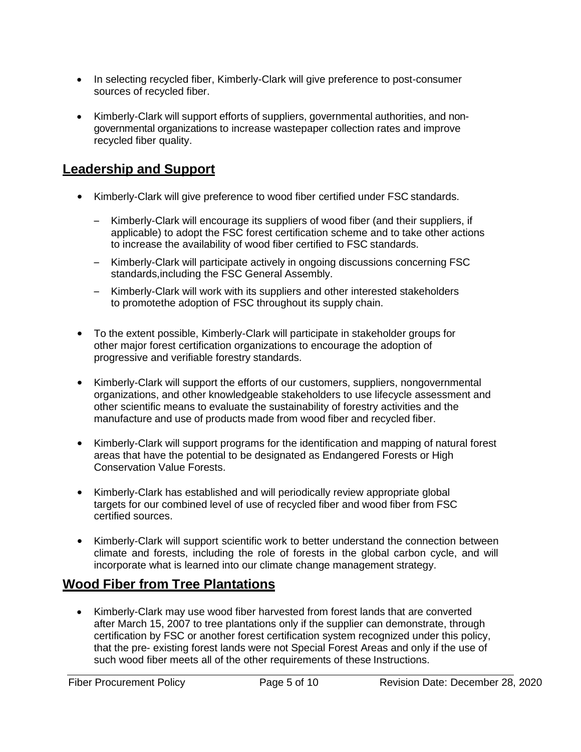- In selecting recycled fiber, Kimberly-Clark will give preference to post-consumer sources of recycled fiber.

- Kimberly-Clark will support efforts of suppliers, governmental authorities, and non-governmental organizations to increase wastepaper collection rates and improve recycled fiber quality.

## Leadership and Support

- Kimberly-Clark will give preference to wood fiber certified under FSC standards.
  - Kimberly-Clark will encourage its suppliers of wood fiber (and their suppliers, if applicable) to adopt the FSC forest certification scheme and to take other actions to increase the availability of wood fiber certified to FSC standards.
  - Kimberly-Clark will participate actively in ongoing discussions concerning FSC standards,including the FSC General Assembly.
  - Kimberly-Clark will work with its suppliers and other interested stakeholders to promotethe adoption of FSC throughout its supply chain.

- To the extent possible, Kimberly-Clark will participate in stakeholder groups for other major forest certification organizations to encourage the adoption of progressive and verifiable forestry standards.

- Kimberly-Clark will support the efforts of our customers, suppliers, nongovernmental organizations, and other knowledgeable stakeholders to use lifecycle assessment and other scientific means to evaluate the sustainability of forestry activities and the manufacture and use of products made from wood fiber and recycled fiber.

- Kimberly-Clark will support programs for the identification and mapping of natural forest areas that have the potential to be designated as Endangered Forests or High Conservation Value Forests.

- Kimberly-Clark has established and will periodically review appropriate global targets for our combined level of use of recycled fiber and wood fiber from FSC certified sources.

- Kimberly-Clark will support scientific work to better understand the connection between climate and forests, including the role of forests in the global carbon cycle, and will incorporate what is learned into our climate change management strategy.

## Wood Fiber from Tree Plantations

- Kimberly-Clark may use wood fiber harvested from forest lands that are converted after March 15, 2007 to tree plantations only if the supplier can demonstrate, through certification by FSC or another forest certification system recognized under this policy, that the pre- existing forest lands were not Special Forest Areas and only if the use of such wood fiber meets all of the other requirements of these Instructions.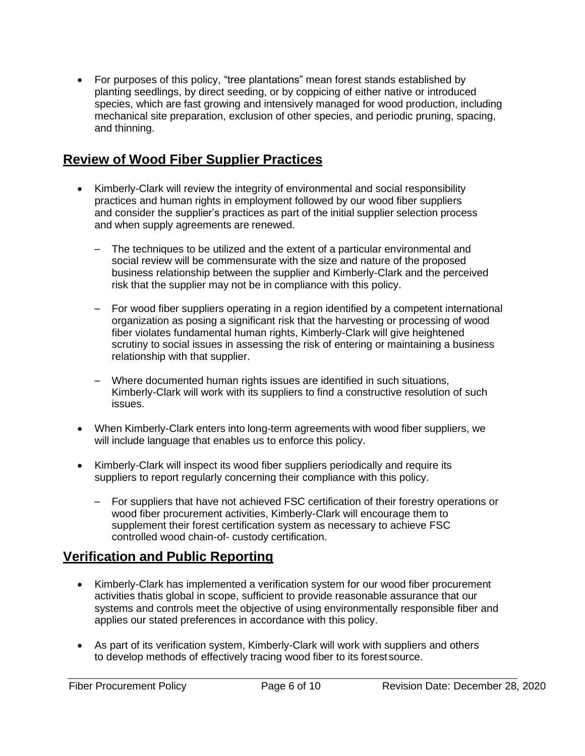- For purposes of this policy, "tree plantations" mean forest stands established by planting seedlings, by direct seeding, or by coppicing of either native or introduced species, which are fast growing and intensively managed for wood production, including mechanical site preparation, exclusion of other species, and periodic pruning, spacing, and thinning.

## Review of Wood Fiber Supplier Practices

- Kimberly-Clark will review the integrity of environmental and social responsibility practices and human rights in employment followed by our wood fiber suppliers and consider the supplier's practices as part of the initial supplier selection process and when supply agreements are renewed.
  - The techniques to be utilized and the extent of a particular environmental and social review will be commensurate with the size and nature of the proposed business relationship between the supplier and Kimberly-Clark and the perceived risk that the supplier may not be in compliance with this policy.
  - For wood fiber suppliers operating in a region identified by a competent international organization as posing a significant risk that the harvesting or processing of wood fiber violates fundamental human rights, Kimberly-Clark will give heightened scrutiny to social issues in assessing the risk of entering or maintaining a business relationship with that supplier.
  - Where documented human rights issues are identified in such situations, Kimberly-Clark will work with its suppliers to find a constructive resolution of such issues.
- When Kimberly-Clark enters into long-term agreements with wood fiber suppliers, we will include language that enables us to enforce this policy.
- Kimberly-Clark will inspect its wood fiber suppliers periodically and require its suppliers to report regularly concerning their compliance with this policy.
  - For suppliers that have not achieved FSC certification of their forestry operations or wood fiber procurement activities, Kimberly-Clark will encourage them to supplement their forest certification system as necessary to achieve FSC controlled wood chain-of- custody certification.

## Verification and Public Reporting

- Kimberly-Clark has implemented a verification system for our wood fiber procurement activities thatis global in scope, sufficient to provide reasonable assurance that our systems and controls meet the objective of using environmentally responsible fiber and applies our stated preferences in accordance with this policy.
- As part of its verification system, Kimberly-Clark will work with suppliers and others to develop methods of effectively tracing wood fiber to its forest source.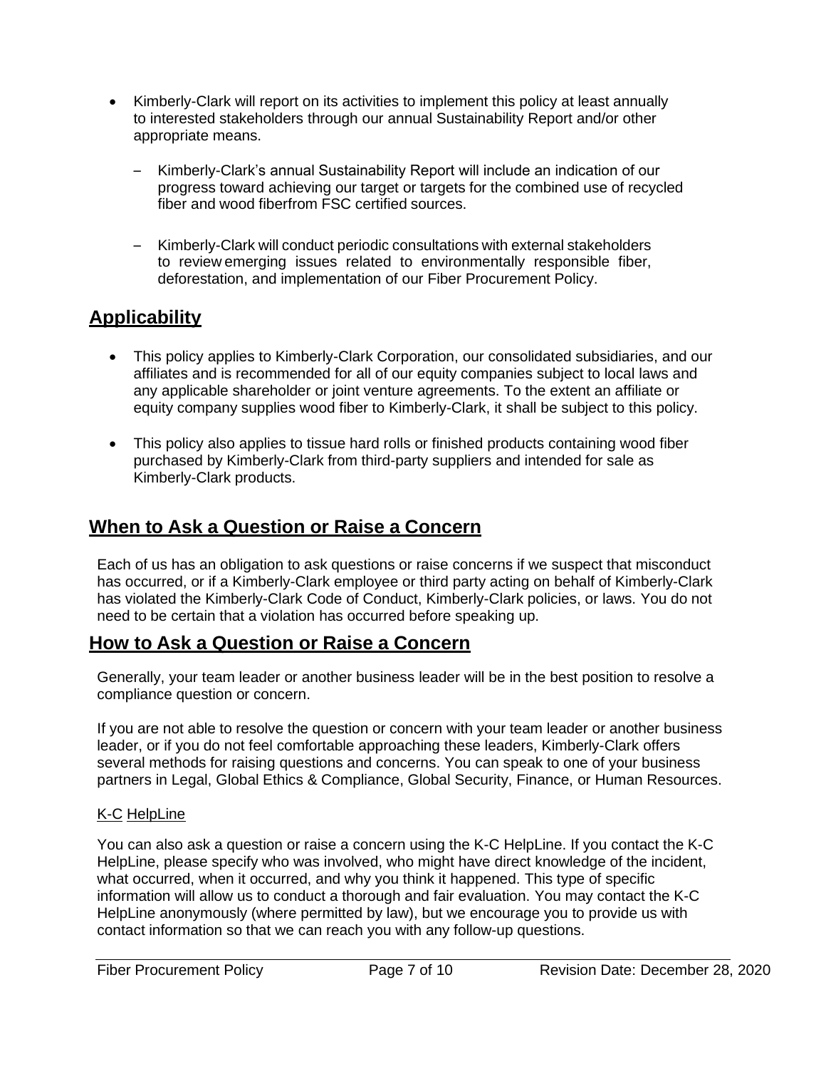- Kimberly-Clark will report on its activities to implement this policy at least annually to interested stakeholders through our annual Sustainability Report and/or other appropriate means.
  - Kimberly-Clark's annual Sustainability Report will include an indication of our progress toward achieving our target or targets for the combined use of recycled fiber and wood fiberfrom FSC certified sources.
  - Kimberly-Clark will conduct periodic consultations with external stakeholders to review emerging issues related to environmentally responsible fiber, deforestation, and implementation of our Fiber Procurement Policy.

## Applicability

- This policy applies to Kimberly-Clark Corporation, our consolidated subsidiaries, and our affiliates and is recommended for all of our equity companies subject to local laws and any applicable shareholder or joint venture agreements. To the extent an affiliate or equity company supplies wood fiber to Kimberly-Clark, it shall be subject to this policy.
- This policy also applies to tissue hard rolls or finished products containing wood fiber purchased by Kimberly-Clark from third-party suppliers and intended for sale as Kimberly-Clark products.

## When to Ask a Question or Raise a Concern

Each of us has an obligation to ask questions or raise concerns if we suspect that misconduct has occurred, or if a Kimberly-Clark employee or third party acting on behalf of Kimberly-Clark has violated the Kimberly-Clark Code of Conduct, Kimberly-Clark policies, or laws. You do not need to be certain that a violation has occurred before speaking up.

## How to Ask a Question or Raise a Concern

Generally, your team leader or another business leader will be in the best position to resolve a compliance question or concern.

If you are not able to resolve the question or concern with your team leader or another business leader, or if you do not feel comfortable approaching these leaders, Kimberly-Clark offers several methods for raising questions and concerns. You can speak to one of your business partners in Legal, Global Ethics & Compliance, Global Security, Finance, or Human Resources.

### K-C HelpLine

You can also ask a question or raise a concern using the K-C HelpLine. If you contact the K-C HelpLine, please specify who was involved, who might have direct knowledge of the incident, what occurred, when it occurred, and why you think it happened. This type of specific information will allow us to conduct a thorough and fair evaluation. You may contact the K-C HelpLine anonymously (where permitted by law), but we encourage you to provide us with contact information so that we can reach you with any follow-up questions.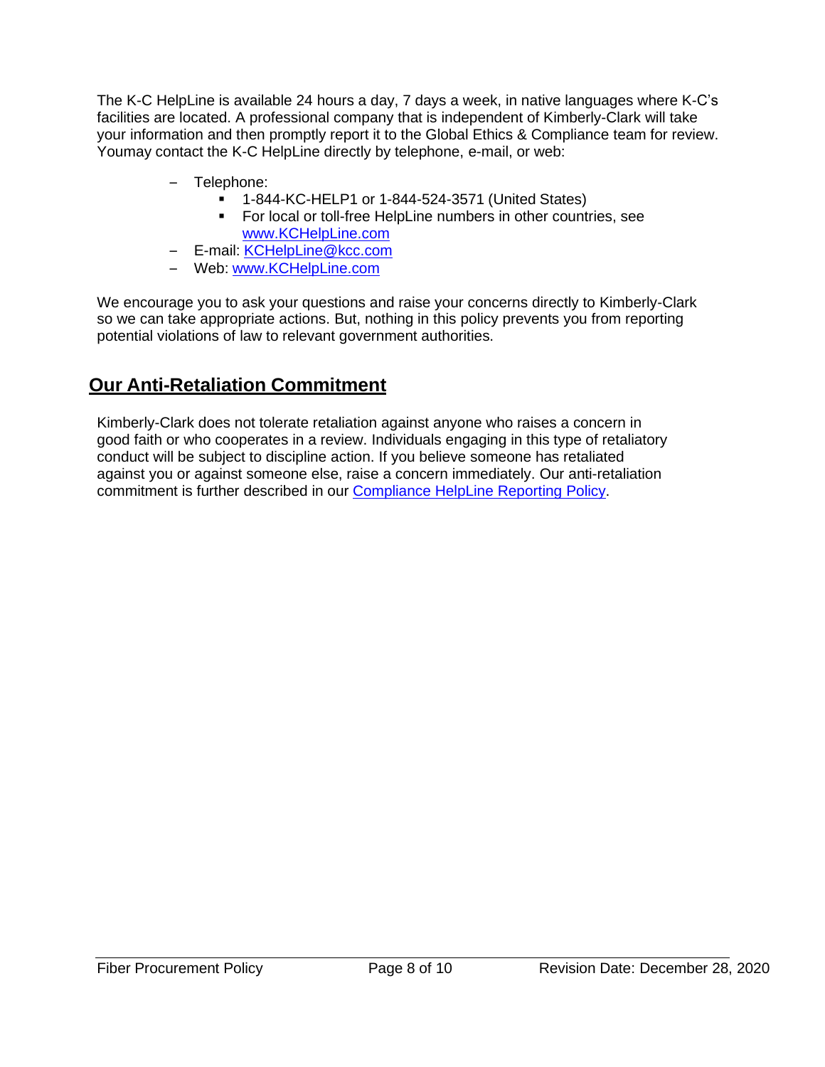The K-C HelpLine is available 24 hours a day, 7 days a week, in native languages where K-C's facilities are located. A professional company that is independent of Kimberly-Clark will take your information and then promptly report it to the Global Ethics & Compliance team for review. Youmay contact the K-C HelpLine directly by telephone, e-mail, or web:

- Telephone:
  - 1-844-KC-HELP1 or 1-844-524-3571 (United States)
  - For local or toll-free HelpLine numbers in other countries, see [www.KCHelpLine.com](http://www.KCHelpLine.com)
- E-mail: [KCHelpLine@kcc.com](mailto:KCHelpLine@kcc.com)
- Web: [www.KCHelpLine.com](http://www.KCHelpLine.com)

We encourage you to ask your questions and raise your concerns directly to Kimberly-Clark so we can take appropriate actions. But, nothing in this policy prevents you from reporting potential violations of law to relevant government authorities.

## Our Anti-Retaliation Commitment

Kimberly-Clark does not tolerate retaliation against anyone who raises a concern in good faith or who cooperates in a review. Individuals engaging in this type of retaliatory conduct will be subject to discipline action. If you believe someone has retaliated against you or against someone else, raise a concern immediately. Our anti-retaliation commitment is further described in our Compliance HelpLine Reporting Policy.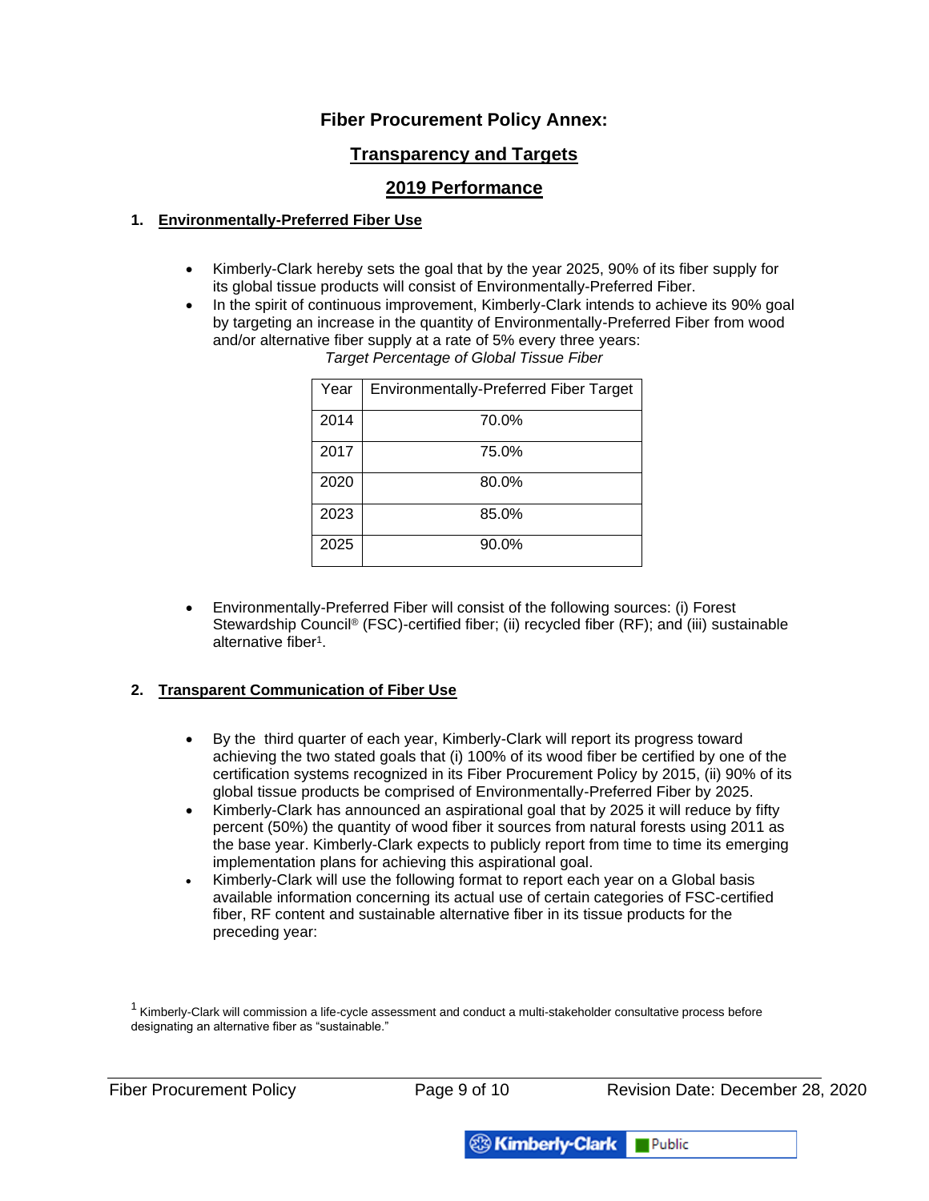# Fiber Procurement Policy Annex:

## Transparency and Targets

## 2019 Performance

### 1. Environmentally-Preferred Fiber Use

- Kimberly-Clark hereby sets the goal that by the year 2025, 90% of its fiber supply for its global tissue products will consist of Environmentally-Preferred Fiber.
- In the spirit of continuous improvement, Kimberly-Clark intends to achieve its 90% goal by targeting an increase in the quantity of Environmentally-Preferred Fiber from wood and/or alternative fiber supply at a rate of 5% every three years:

*Target Percentage of Global Tissue Fiber*

| Year | Environmentally-Preferred Fiber Target |
|---|---|
| 2014 | 70.0% |
| 2017 | 75.0% |
| 2020 | 80.0% |
| 2023 | 85.0% |
| 2025 | 90.0% |

- Environmentally-Preferred Fiber will consist of the following sources: (i) Forest Stewardship Council® (FSC)-certified fiber; (ii) recycled fiber (RF); and (iii) sustainable alternative fiber[1].

### 2. Transparent Communication of Fiber Use

- By the third quarter of each year, Kimberly-Clark will report its progress toward achieving the two stated goals that (i) 100% of its wood fiber be certified by one of the certification systems recognized in its Fiber Procurement Policy by 2015, (ii) 90% of its global tissue products be comprised of Environmentally-Preferred Fiber by 2025.
- Kimberly-Clark has announced an aspirational goal that by 2025 it will reduce by fifty percent (50%) the quantity of wood fiber it sources from natural forests using 2011 as the base year. Kimberly-Clark expects to publicly report from time to time its emerging implementation plans for achieving this aspirational goal.
- Kimberly-Clark will use the following format to report each year on a Global basis available information concerning its actual use of certain categories of FSC-certified fiber, RF content and sustainable alternative fiber in its tissue products for the preceding year:

[1] Kimberly-Clark will commission a life-cycle assessment and conduct a multi-stakeholder consultative process before designating an alternative fiber as "sustainable."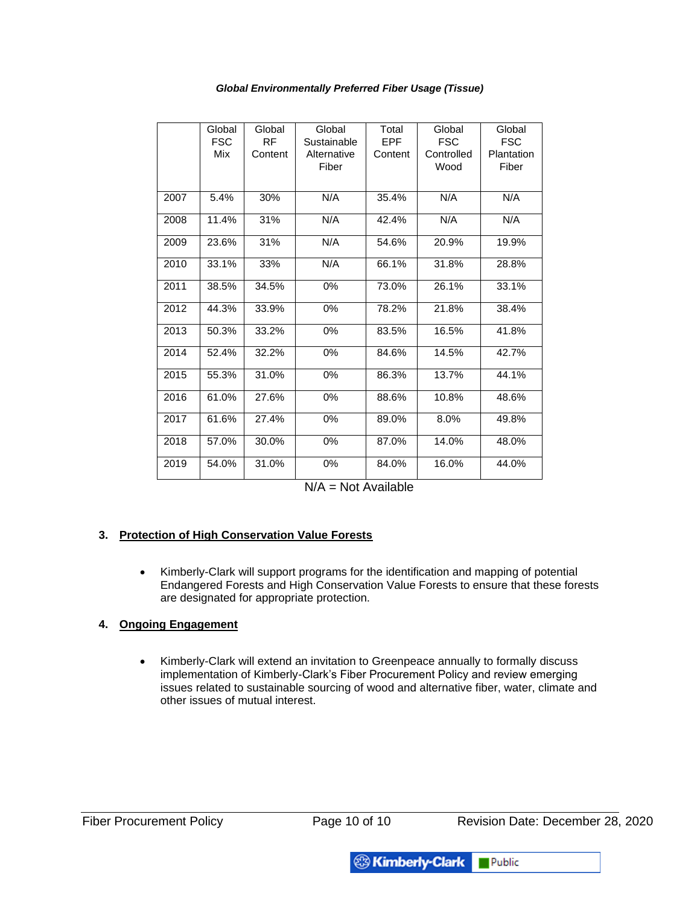***Global Environmentally Preferred Fiber Usage (Tissue)***

| | Global FSC Mix | Global RF Content | Global Sustainable Alternative Fiber | Total EPF Content | Global FSC Controlled Wood | Global FSC Plantation Fiber |
|---|---|---|---|---|---|---|
| 2007 | 5.4% | 30% | N/A | 35.4% | N/A | N/A |
| 2008 | 11.4% | 31% | N/A | 42.4% | N/A | N/A |
| 2009 | 23.6% | 31% | N/A | 54.6% | 20.9% | 19.9% |
| 2010 | 33.1% | 33% | N/A | 66.1% | 31.8% | 28.8% |
| 2011 | 38.5% | 34.5% | 0% | 73.0% | 26.1% | 33.1% |
| 2012 | 44.3% | 33.9% | 0% | 78.2% | 21.8% | 38.4% |
| 2013 | 50.3% | 33.2% | 0% | 83.5% | 16.5% | 41.8% |
| 2014 | 52.4% | 32.2% | 0% | 84.6% | 14.5% | 42.7% |
| 2015 | 55.3% | 31.0% | 0% | 86.3% | 13.7% | 44.1% |
| 2016 | 61.0% | 27.6% | 0% | 88.6% | 10.8% | 48.6% |
| 2017 | 61.6% | 27.4% | 0% | 89.0% | 8.0% | 49.8% |
| 2018 | 57.0% | 30.0% | 0% | 87.0% | 14.0% | 48.0% |
| 2019 | 54.0% | 31.0% | 0% | 84.0% | 16.0% | 44.0% |

N/A = Not Available

## 3. Protection of High Conservation Value Forests

- Kimberly-Clark will support programs for the identification and mapping of potential Endangered Forests and High Conservation Value Forests to ensure that these forests are designated for appropriate protection.

## 4. Ongoing Engagement

- Kimberly-Clark will extend an invitation to Greenpeace annually to formally discuss implementation of Kimberly-Clark's Fiber Procurement Policy and review emerging issues related to sustainable sourcing of wood and alternative fiber, water, climate and other issues of mutual interest.